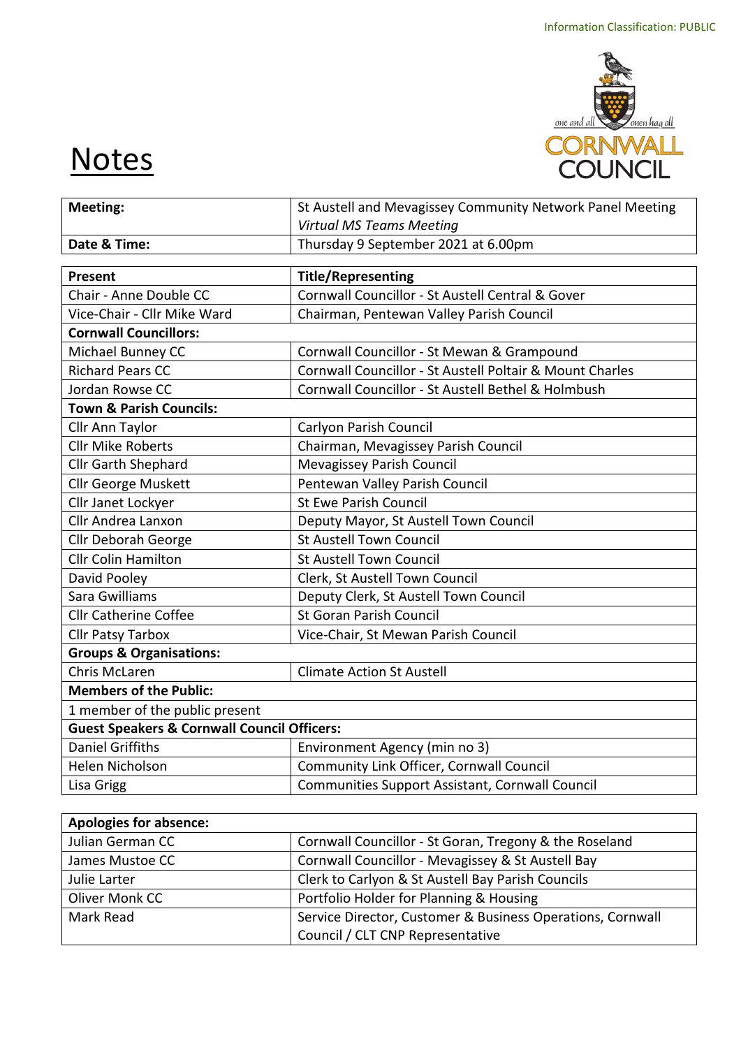Information Classification: PUBLIC

# Notes

| Meeting: | St Austell and Mevagissey Community Network Panel Meeting *Virtual MS Teams Meeting* |
|---|---|
| **Date & Time:** | Thursday 9 September 2021 at 6.00pm |

| Present | Title/Representing |
|---|---|
| Chair - Anne Double CC | Cornwall Councillor - St Austell Central & Gover |
| Vice-Chair - Cllr Mike Ward | Chairman, Pentewan Valley Parish Council |
| **Cornwall Councillors:** | |
| Michael Bunney CC | Cornwall Councillor - St Mewan & Grampound |
| Richard Pears CC | Cornwall Councillor - St Austell Poltair & Mount Charles |
| Jordan Rowse CC | Cornwall Councillor - St Austell Bethel & Holmbush |
| **Town & Parish Councils:** | |
| Cllr Ann Taylor | Carlyon Parish Council |
| Cllr Mike Roberts | Chairman, Mevagissey Parish Council |
| Cllr Garth Shephard | Mevagissey Parish Council |
| Cllr George Muskett | Pentewan Valley Parish Council |
| Cllr Janet Lockyer | St Ewe Parish Council |
| Cllr Andrea Lanxon | Deputy Mayor, St Austell Town Council |
| Cllr Deborah George | St Austell Town Council |
| Cllr Colin Hamilton | St Austell Town Council |
| David Pooley | Clerk, St Austell Town Council |
| Sara Gwilliams | Deputy Clerk, St Austell Town Council |
| Cllr Catherine Coffee | St Goran Parish Council |
| Cllr Patsy Tarbox | Vice-Chair, St Mewan Parish Council |
| **Groups & Organisations:** | |
| Chris McLaren | Climate Action St Austell |
| **Members of the Public:** | |
| 1 member of the public present | |
| **Guest Speakers & Cornwall Council Officers:** | |
| Daniel Griffiths | Environment Agency (min no 3) |
| Helen Nicholson | Community Link Officer, Cornwall Council |
| Lisa Grigg | Communities Support Assistant, Cornwall Council |

| Apologies for absence: | |
|---|---|
| Julian German CC | Cornwall Councillor - St Goran, Tregony & the Roseland |
| James Mustoe CC | Cornwall Councillor - Mevagissey & St Austell Bay |
| Julie Larter | Clerk to Carlyon & St Austell Bay Parish Councils |
| Oliver Monk CC | Portfolio Holder for Planning & Housing |
| Mark Read | Service Director, Customer & Business Operations, Cornwall Council / CLT CNP Representative |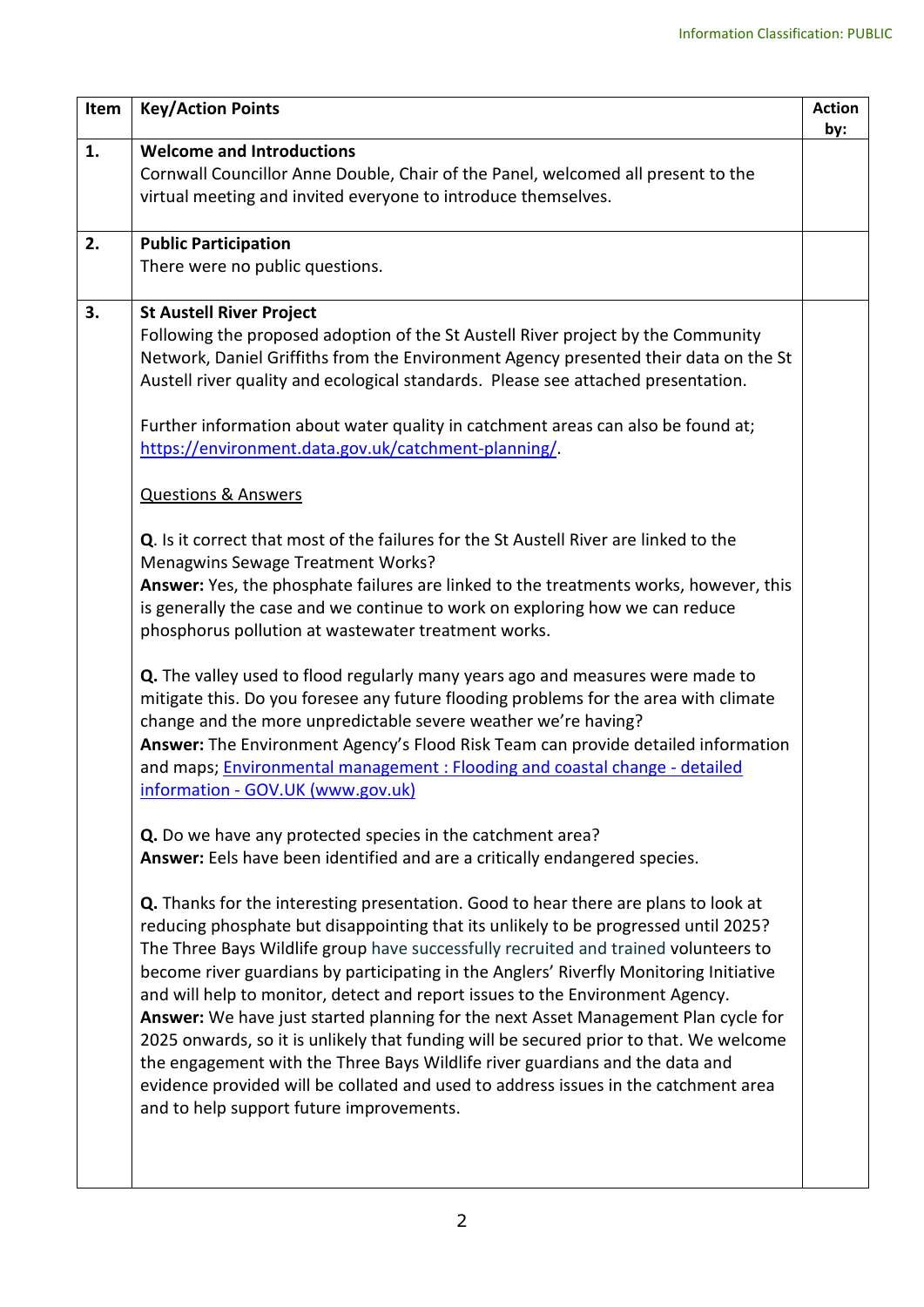Information Classification: PUBLIC

| Item | Key/Action Points | Action by: |
|---|---|---|
| **1.** | **Welcome and Introductions**<br>Cornwall Councillor Anne Double, Chair of the Panel, welcomed all present to the virtual meeting and invited everyone to introduce themselves. | |
| **2.** | **Public Participation**<br>There were no public questions. | |
| **3.** | **St Austell River Project**<br>Following the proposed adoption of the St Austell River project by the Community Network, Daniel Griffiths from the Environment Agency presented their data on the St Austell river quality and ecological standards. Please see attached presentation.<br><br>Further information about water quality in catchment areas can also be found at; [https://environment.data.gov.uk/catchment-planning/](https://environment.data.gov.uk/catchment-planning/).<br><br>Questions & Answers<br><br>**Q**. Is it correct that most of the failures for the St Austell River are linked to the Menagwins Sewage Treatment Works?<br>**Answer:** Yes, the phosphate failures are linked to the treatments works, however, this is generally the case and we continue to work on exploring how we can reduce phosphorus pollution at wastewater treatment works.<br><br>**Q.** The valley used to flood regularly many years ago and measures were made to mitigate this. Do you foresee any future flooding problems for the area with climate change and the more unpredictable severe weather we're having?<br>**Answer:** The Environment Agency's Flood Risk Team can provide detailed information and maps; [Environmental management : Flooding and coastal change - detailed information - GOV.UK (www.gov.uk)](https://www.gov.uk)<br><br>**Q.** Do we have any protected species in the catchment area?<br>**Answer:** Eels have been identified and are a critically endangered species.<br><br>**Q.** Thanks for the interesting presentation. Good to hear there are plans to look at reducing phosphate but disappointing that its unlikely to be progressed until 2025? The Three Bays Wildlife group have successfully recruited and trained volunteers to become river guardians by participating in the Anglers' Riverfly Monitoring Initiative and will help to monitor, detect and report issues to the Environment Agency.<br>**Answer:** We have just started planning for the next Asset Management Plan cycle for 2025 onwards, so it is unlikely that funding will be secured prior to that. We welcome the engagement with the Three Bays Wildlife river guardians and the data and evidence provided will be collated and used to address issues in the catchment area and to help support future improvements. | |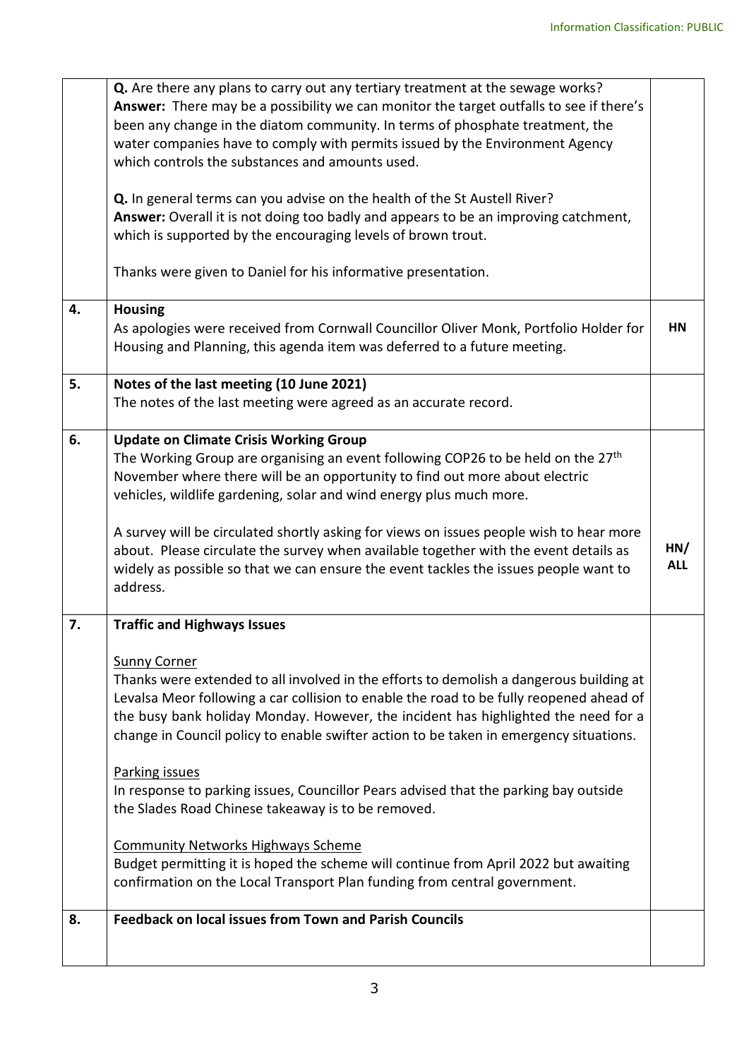| | | |
|---|---|---|
| | **Q.** Are there any plans to carry out any tertiary treatment at the sewage works?<br>**Answer:** There may be a possibility we can monitor the target outfalls to see if there's been any change in the diatom community. In terms of phosphate treatment, the water companies have to comply with permits issued by the Environment Agency which controls the substances and amounts used.<br><br>**Q.** In general terms can you advise on the health of the St Austell River?<br>**Answer:** Overall it is not doing too badly and appears to be an improving catchment, which is supported by the encouraging levels of brown trout.<br><br>Thanks were given to Daniel for his informative presentation. | |
| **4.** | **Housing**<br>As apologies were received from Cornwall Councillor Oliver Monk, Portfolio Holder for Housing and Planning, this agenda item was deferred to a future meeting. | **HN** |
| **5.** | **Notes of the last meeting (10 June 2021)**<br>The notes of the last meeting were agreed as an accurate record. | |
| **6.** | **Update on Climate Crisis Working Group**<br>The Working Group are organising an event following COP26 to be held on the 27th November where there will be an opportunity to find out more about electric vehicles, wildlife gardening, solar and wind energy plus much more.<br><br>A survey will be circulated shortly asking for views on issues people wish to hear more about. Please circulate the survey when available together with the event details as widely as possible so that we can ensure the event tackles the issues people want to address. | **HN/ ALL** |
| **7.** | **Traffic and Highways Issues**<br><br>Sunny Corner<br>Thanks were extended to all involved in the efforts to demolish a dangerous building at Levalsa Meor following a car collision to enable the road to be fully reopened ahead of the busy bank holiday Monday. However, the incident has highlighted the need for a change in Council policy to enable swifter action to be taken in emergency situations.<br><br>Parking issues<br>In response to parking issues, Councillor Pears advised that the parking bay outside the Slades Road Chinese takeaway is to be removed.<br><br>Community Networks Highways Scheme<br>Budget permitting it is hoped the scheme will continue from April 2022 but awaiting confirmation on the Local Transport Plan funding from central government. | |
| **8.** | **Feedback on local issues from Town and Parish Councils** | |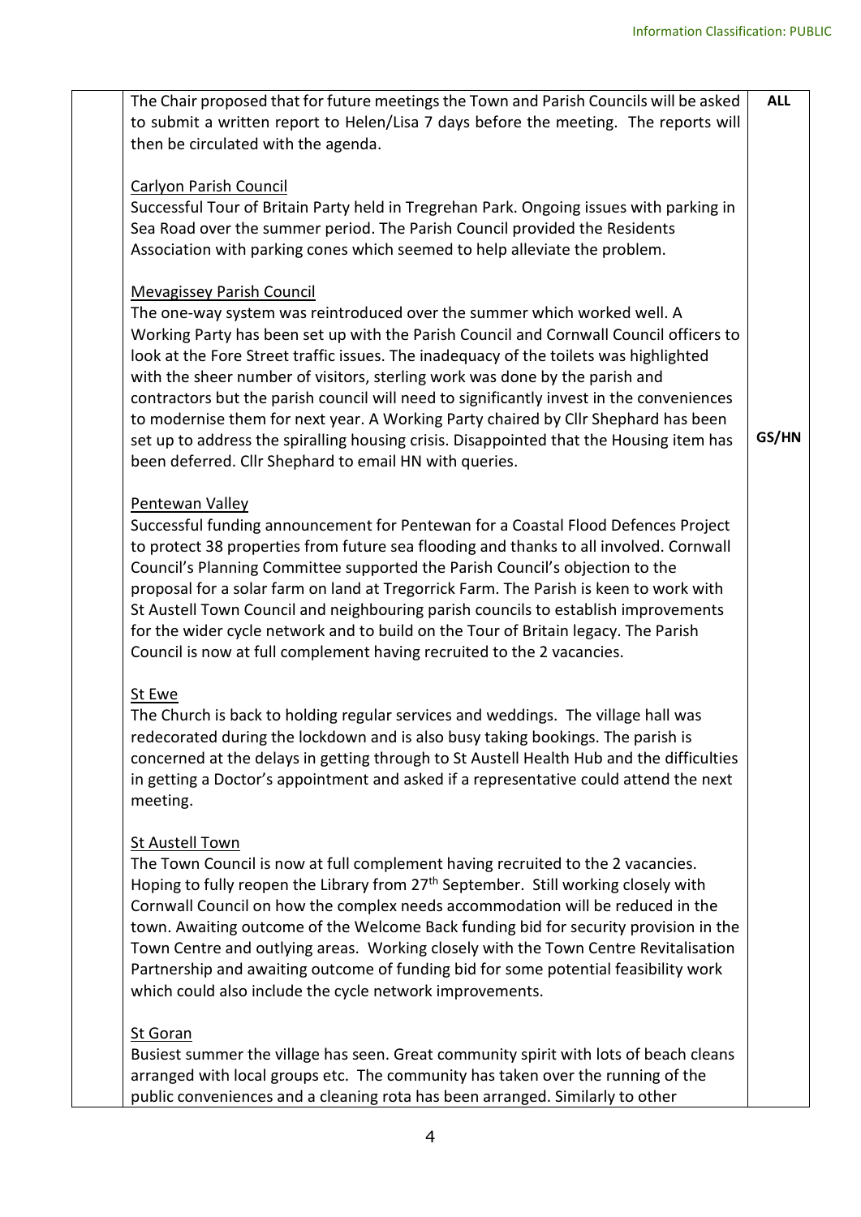| | | |
|---|---|---|
| | The Chair proposed that for future meetings the Town and Parish Councils will be asked to submit a written report to Helen/Lisa 7 days before the meeting. The reports will then be circulated with the agenda.<br><br><u>Carlyon Parish Council</u><br>Successful Tour of Britain Party held in Tregrehan Park. Ongoing issues with parking in Sea Road over the summer period. The Parish Council provided the Residents Association with parking cones which seemed to help alleviate the problem.<br><br><u>Mevagissey Parish Council</u><br>The one-way system was reintroduced over the summer which worked well. A Working Party has been set up with the Parish Council and Cornwall Council officers to look at the Fore Street traffic issues. The inadequacy of the toilets was highlighted with the sheer number of visitors, sterling work was done by the parish and contractors but the parish council will need to significantly invest in the conveniences to modernise them for next year. A Working Party chaired by Cllr Shephard has been set up to address the spiralling housing crisis. Disappointed that the Housing item has been deferred. Cllr Shephard to email HN with queries.<br><br><u>Pentewan Valley</u><br>Successful funding announcement for Pentewan for a Coastal Flood Defences Project to protect 38 properties from future sea flooding and thanks to all involved. Cornwall Council's Planning Committee supported the Parish Council's objection to the proposal for a solar farm on land at Tregorrick Farm. The Parish is keen to work with St Austell Town Council and neighbouring parish councils to establish improvements for the wider cycle network and to build on the Tour of Britain legacy. The Parish Council is now at full complement having recruited to the 2 vacancies.<br><br><u>St Ewe</u><br>The Church is back to holding regular services and weddings. The village hall was redecorated during the lockdown and is also busy taking bookings. The parish is concerned at the delays in getting through to St Austell Health Hub and the difficulties in getting a Doctor's appointment and asked if a representative could attend the next meeting.<br><br><u>St Austell Town</u><br>The Town Council is now at full complement having recruited to the 2 vacancies. Hoping to fully reopen the Library from 27th September. Still working closely with Cornwall Council on how the complex needs accommodation will be reduced in the town. Awaiting outcome of the Welcome Back funding bid for security provision in the Town Centre and outlying areas. Working closely with the Town Centre Revitalisation Partnership and awaiting outcome of funding bid for some potential feasibility work which could also include the cycle network improvements.<br><br><u>St Goran</u><br>Busiest summer the village has seen. Great community spirit with lots of beach cleans arranged with local groups etc. The community has taken over the running of the public conveniences and a cleaning rota has been arranged. Similarly to other | **ALL**<br><br><br><br><br><br><br><br><br><br><br><br><br><br><br><br>**GS/HN** |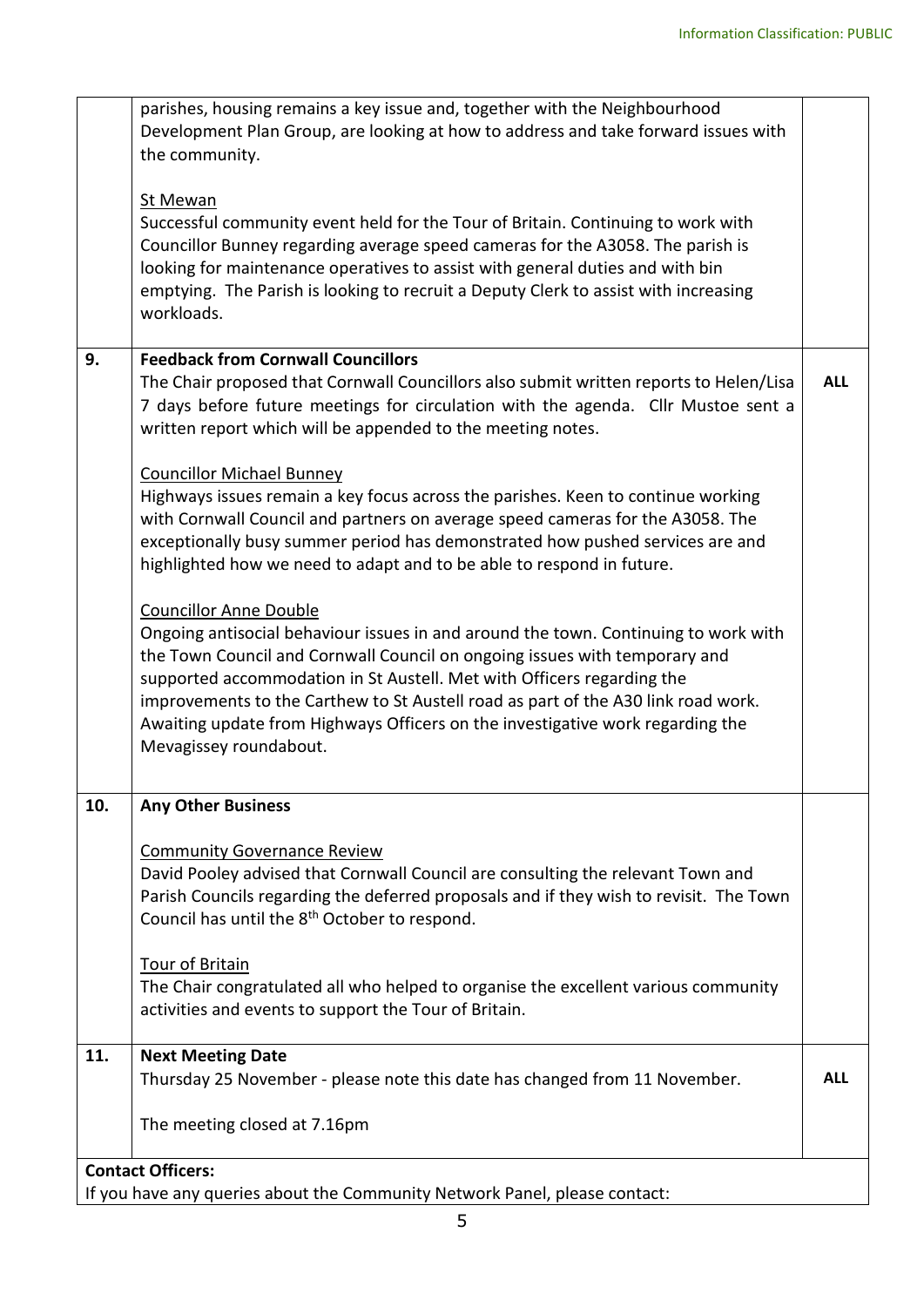| | | |
|---|---|---|
| | parishes, housing remains a key issue and, together with the Neighbourhood Development Plan Group, are looking at how to address and take forward issues with the community.<br><br><u>St Mewan</u><br>Successful community event held for the Tour of Britain. Continuing to work with Councillor Bunney regarding average speed cameras for the A3058. The parish is looking for maintenance operatives to assist with general duties and with bin emptying. The Parish is looking to recruit a Deputy Clerk to assist with increasing workloads. | |
| **9.** | **Feedback from Cornwall Councillors**<br>The Chair proposed that Cornwall Councillors also submit written reports to Helen/Lisa 7 days before future meetings for circulation with the agenda. Cllr Mustoe sent a written report which will be appended to the meeting notes.<br><br><u>Councillor Michael Bunney</u><br>Highways issues remain a key focus across the parishes. Keen to continue working with Cornwall Council and partners on average speed cameras for the A3058. The exceptionally busy summer period has demonstrated how pushed services are and highlighted how we need to adapt and to be able to respond in future.<br><br><u>Councillor Anne Double</u><br>Ongoing antisocial behaviour issues in and around the town. Continuing to work with the Town Council and Cornwall Council on ongoing issues with temporary and supported accommodation in St Austell. Met with Officers regarding the improvements to the Carthew to St Austell road as part of the A30 link road work. Awaiting update from Highways Officers on the investigative work regarding the Mevagissey roundabout. | **ALL** |
| **10.** | **Any Other Business**<br><br><u>Community Governance Review</u><br>David Pooley advised that Cornwall Council are consulting the relevant Town and Parish Councils regarding the deferred proposals and if they wish to revisit. The Town Council has until the 8th October to respond.<br><br><u>Tour of Britain</u><br>The Chair congratulated all who helped to organise the excellent various community activities and events to support the Tour of Britain. | |
| **11.** | **Next Meeting Date**<br>Thursday 25 November - please note this date has changed from 11 November.<br><br>The meeting closed at 7.16pm | **ALL** |

**Contact Officers:**
If you have any queries about the Community Network Panel, please contact: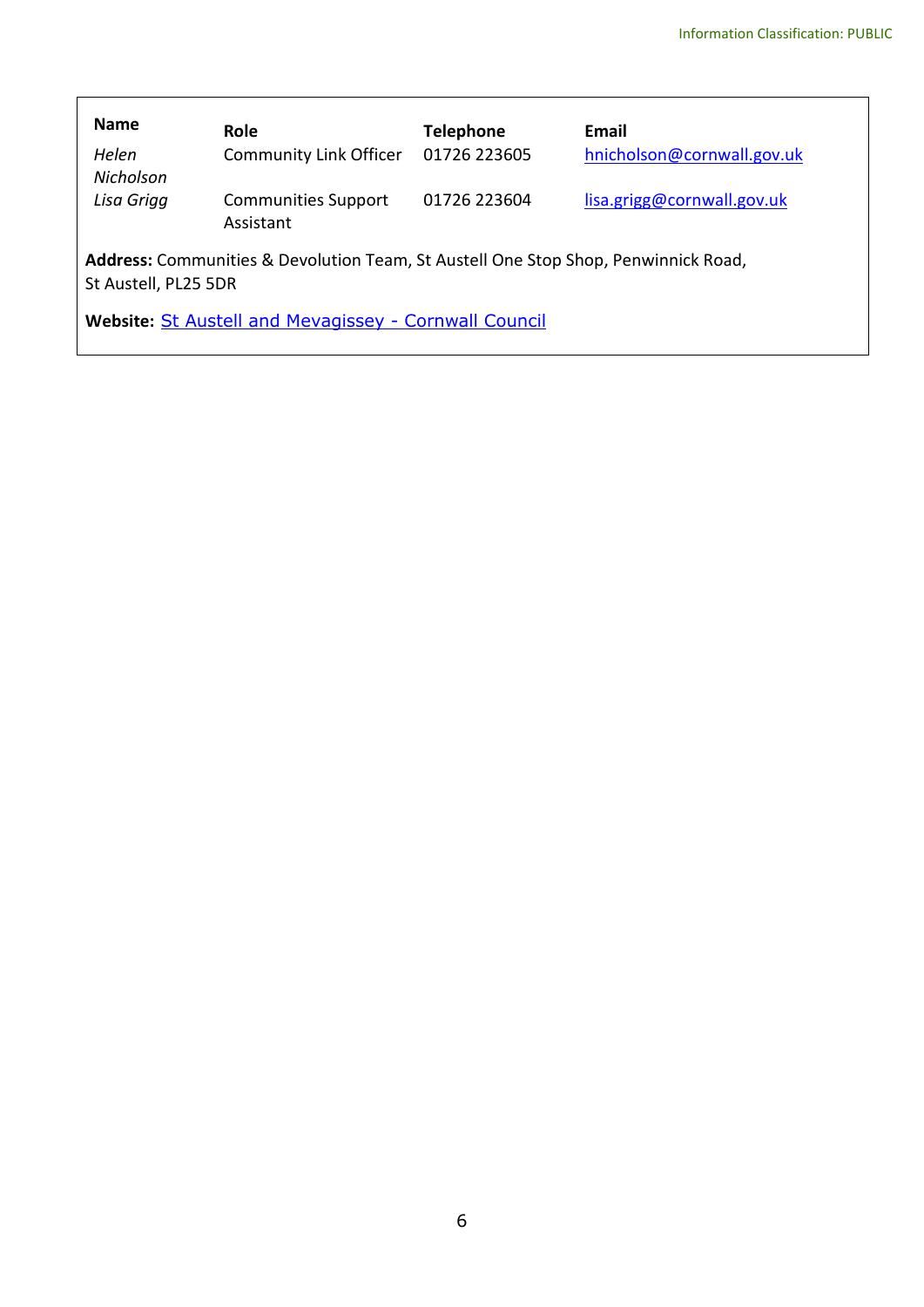| Name | Role | Telephone | Email |
|---|---|---|---|
| *Helen Nicholson* | Community Link Officer | 01726 223605 | hnicholson@cornwall.gov.uk |
| *Lisa Grigg* | Communities Support Assistant | 01726 223604 | lisa.grigg@cornwall.gov.uk |

**Address:** Communities & Devolution Team, St Austell One Stop Shop, Penwinnick Road, St Austell, PL25 5DR

**Website:** St Austell and Mevagissey - Cornwall Council